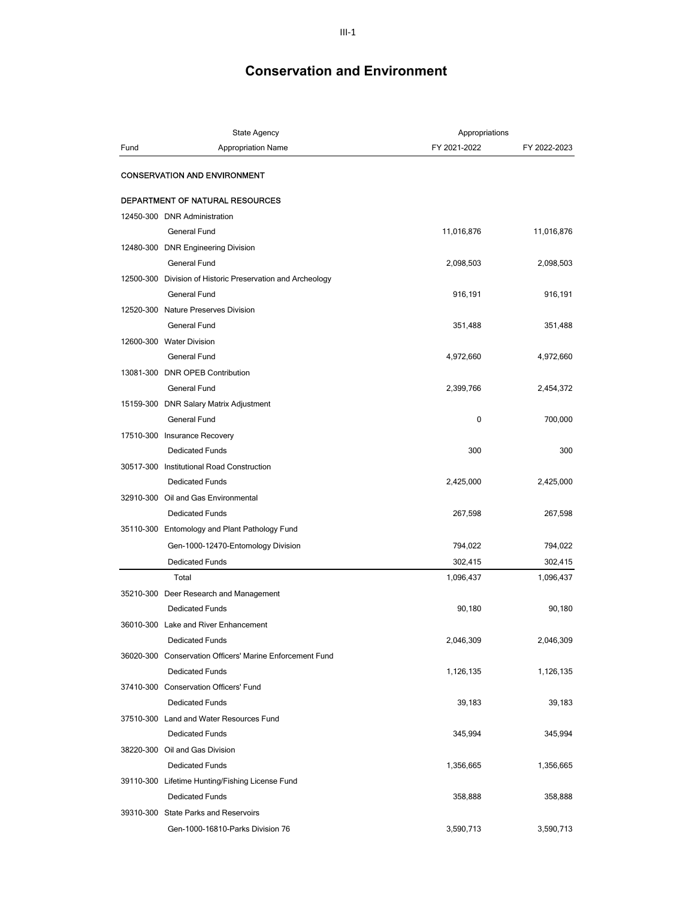# Conservation and Environment

| Fund | State Agency / Appropriation Name | Appropriations FY 2021-2022 | FY 2022-2023 |
|---|---|---|---|
| | **CONSERVATION AND ENVIRONMENT** | | |
| | **DEPARTMENT OF NATURAL RESOURCES** | | |
| 12450-300 | DNR Administration | | |
| | General Fund | 11,016,876 | 11,016,876 |
| 12480-300 | DNR Engineering Division | | |
| | General Fund | 2,098,503 | 2,098,503 |
| 12500-300 | Division of Historic Preservation and Archeology | | |
| | General Fund | 916,191 | 916,191 |
| 12520-300 | Nature Preserves Division | | |
| | General Fund | 351,488 | 351,488 |
| 12600-300 | Water Division | | |
| | General Fund | 4,972,660 | 4,972,660 |
| 13081-300 | DNR OPEB Contribution | | |
| | General Fund | 2,399,766 | 2,454,372 |
| 15159-300 | DNR Salary Matrix Adjustment | | |
| | General Fund | 0 | 700,000 |
| 17510-300 | Insurance Recovery | | |
| | Dedicated Funds | 300 | 300 |
| 30517-300 | Institutional Road Construction | | |
| | Dedicated Funds | 2,425,000 | 2,425,000 |
| 32910-300 | Oil and Gas Environmental | | |
| | Dedicated Funds | 267,598 | 267,598 |
| 35110-300 | Entomology and Plant Pathology Fund | | |
| | Gen-1000-12470-Entomology Division | 794,022 | 794,022 |
| | Dedicated Funds | 302,415 | 302,415 |
| | Total | 1,096,437 | 1,096,437 |
| 35210-300 | Deer Research and Management | | |
| | Dedicated Funds | 90,180 | 90,180 |
| 36010-300 | Lake and River Enhancement | | |
| | Dedicated Funds | 2,046,309 | 2,046,309 |
| 36020-300 | Conservation Officers' Marine Enforcement Fund | | |
| | Dedicated Funds | 1,126,135 | 1,126,135 |
| 37410-300 | Conservation Officers' Fund | | |
| | Dedicated Funds | 39,183 | 39,183 |
| 37510-300 | Land and Water Resources Fund | | |
| | Dedicated Funds | 345,994 | 345,994 |
| 38220-300 | Oil and Gas Division | | |
| | Dedicated Funds | 1,356,665 | 1,356,665 |
| 39110-300 | Lifetime Hunting/Fishing License Fund | | |
| | Dedicated Funds | 358,888 | 358,888 |
| 39310-300 | State Parks and Reservoirs | | |
| | Gen-1000-16810-Parks Division 76 | 3,590,713 | 3,590,713 |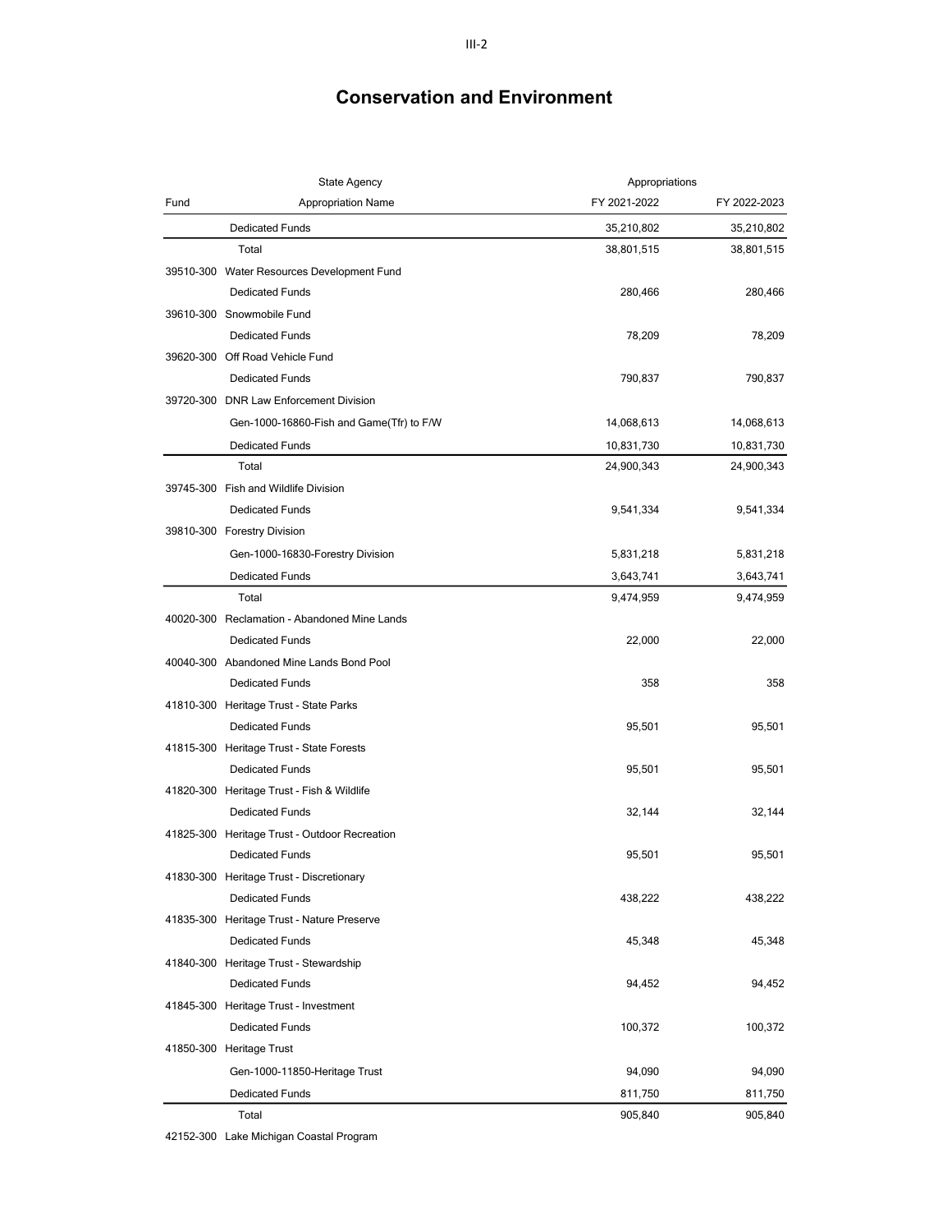# Conservation and Environment

| Fund | State Agency<br>Appropriation Name | Appropriations<br>FY 2021-2022 | FY 2022-2023 |
|---|---|---|---|
| | Dedicated Funds | 35,210,802 | 35,210,802 |
| | Total | 38,801,515 | 38,801,515 |
| 39510-300 | Water Resources Development Fund | | |
| | Dedicated Funds | 280,466 | 280,466 |
| 39610-300 | Snowmobile Fund | | |
| | Dedicated Funds | 78,209 | 78,209 |
| 39620-300 | Off Road Vehicle Fund | | |
| | Dedicated Funds | 790,837 | 790,837 |
| 39720-300 | DNR Law Enforcement Division | | |
| | Gen-1000-16860-Fish and Game(Tfr) to F/W | 14,068,613 | 14,068,613 |
| | Dedicated Funds | 10,831,730 | 10,831,730 |
| | Total | 24,900,343 | 24,900,343 |
| 39745-300 | Fish and Wildlife Division | | |
| | Dedicated Funds | 9,541,334 | 9,541,334 |
| 39810-300 | Forestry Division | | |
| | Gen-1000-16830-Forestry Division | 5,831,218 | 5,831,218 |
| | Dedicated Funds | 3,643,741 | 3,643,741 |
| | Total | 9,474,959 | 9,474,959 |
| 40020-300 | Reclamation - Abandoned Mine Lands | | |
| | Dedicated Funds | 22,000 | 22,000 |
| 40040-300 | Abandoned Mine Lands Bond Pool | | |
| | Dedicated Funds | 358 | 358 |
| 41810-300 | Heritage Trust - State Parks | | |
| | Dedicated Funds | 95,501 | 95,501 |
| 41815-300 | Heritage Trust - State Forests | | |
| | Dedicated Funds | 95,501 | 95,501 |
| 41820-300 | Heritage Trust - Fish & Wildlife | | |
| | Dedicated Funds | 32,144 | 32,144 |
| 41825-300 | Heritage Trust - Outdoor Recreation | | |
| | Dedicated Funds | 95,501 | 95,501 |
| 41830-300 | Heritage Trust - Discretionary | | |
| | Dedicated Funds | 438,222 | 438,222 |
| 41835-300 | Heritage Trust - Nature Preserve | | |
| | Dedicated Funds | 45,348 | 45,348 |
| 41840-300 | Heritage Trust - Stewardship | | |
| | Dedicated Funds | 94,452 | 94,452 |
| 41845-300 | Heritage Trust - Investment | | |
| | Dedicated Funds | 100,372 | 100,372 |
| 41850-300 | Heritage Trust | | |
| | Gen-1000-11850-Heritage Trust | 94,090 | 94,090 |
| | Dedicated Funds | 811,750 | 811,750 |
| | Total | 905,840 | 905,840 |
| 42152-300 | Lake Michigan Coastal Program | | |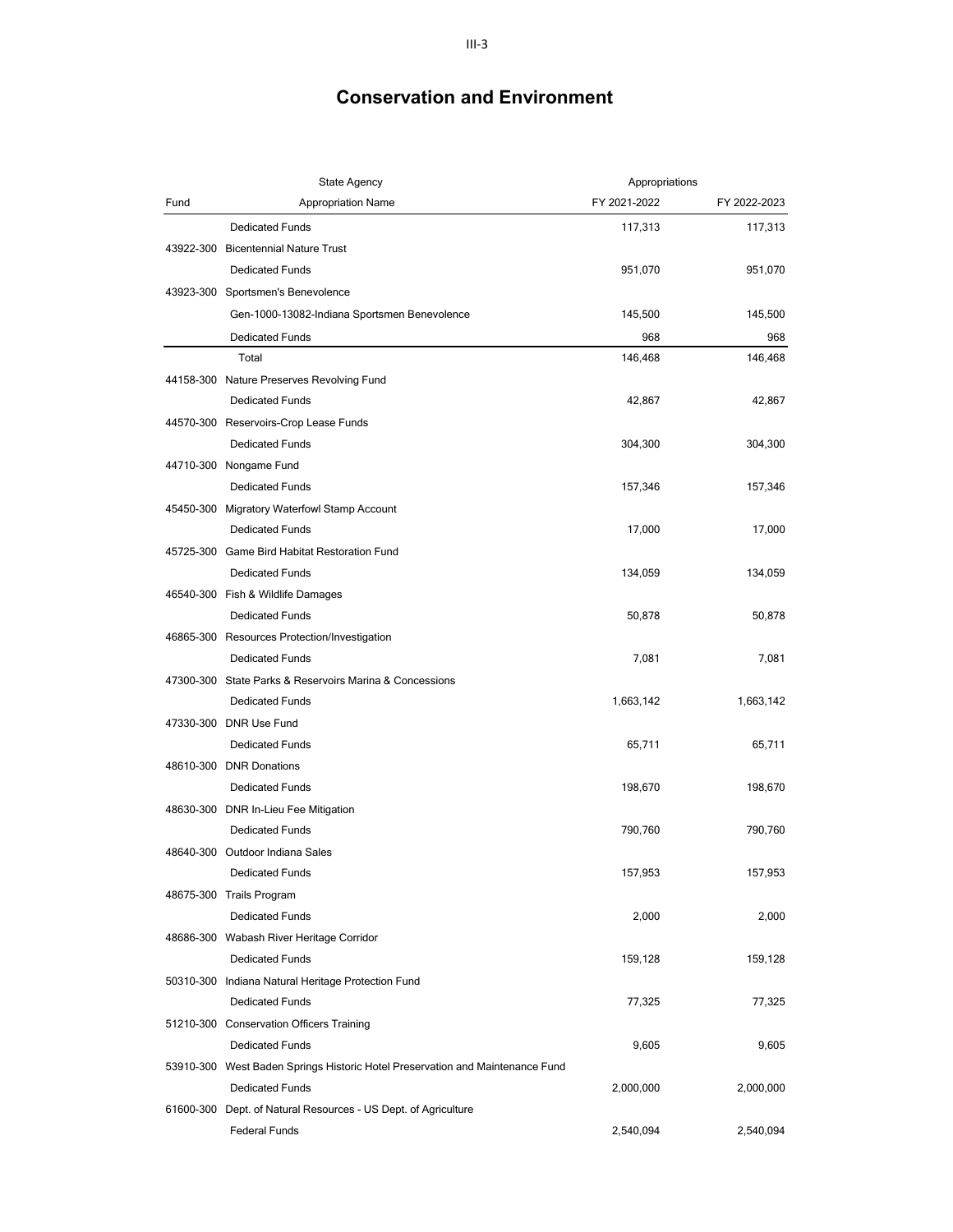# Conservation and Environment

| Fund | State Agency<br>Appropriation Name | Appropriations<br>FY 2021-2022 | FY 2022-2023 |
|---|---|---|---|
| | Dedicated Funds | 117,313 | 117,313 |
| 43922-300 | Bicentennial Nature Trust | | |
| | Dedicated Funds | 951,070 | 951,070 |
| 43923-300 | Sportsmen's Benevolence | | |
| | Gen-1000-13082-Indiana Sportsmen Benevolence | 145,500 | 145,500 |
| | Dedicated Funds | 968 | 968 |
| | Total | 146,468 | 146,468 |
| 44158-300 | Nature Preserves Revolving Fund | | |
| | Dedicated Funds | 42,867 | 42,867 |
| 44570-300 | Reservoirs-Crop Lease Funds | | |
| | Dedicated Funds | 304,300 | 304,300 |
| 44710-300 | Nongame Fund | | |
| | Dedicated Funds | 157,346 | 157,346 |
| 45450-300 | Migratory Waterfowl Stamp Account | | |
| | Dedicated Funds | 17,000 | 17,000 |
| 45725-300 | Game Bird Habitat Restoration Fund | | |
| | Dedicated Funds | 134,059 | 134,059 |
| 46540-300 | Fish & Wildlife Damages | | |
| | Dedicated Funds | 50,878 | 50,878 |
| 46865-300 | Resources Protection/Investigation | | |
| | Dedicated Funds | 7,081 | 7,081 |
| 47300-300 | State Parks & Reservoirs Marina & Concessions | | |
| | Dedicated Funds | 1,663,142 | 1,663,142 |
| 47330-300 | DNR Use Fund | | |
| | Dedicated Funds | 65,711 | 65,711 |
| 48610-300 | DNR Donations | | |
| | Dedicated Funds | 198,670 | 198,670 |
| 48630-300 | DNR In-Lieu Fee Mitigation | | |
| | Dedicated Funds | 790,760 | 790,760 |
| 48640-300 | Outdoor Indiana Sales | | |
| | Dedicated Funds | 157,953 | 157,953 |
| 48675-300 | Trails Program | | |
| | Dedicated Funds | 2,000 | 2,000 |
| 48686-300 | Wabash River Heritage Corridor | | |
| | Dedicated Funds | 159,128 | 159,128 |
| 50310-300 | Indiana Natural Heritage Protection Fund | | |
| | Dedicated Funds | 77,325 | 77,325 |
| 51210-300 | Conservation Officers Training | | |
| | Dedicated Funds | 9,605 | 9,605 |
| 53910-300 | West Baden Springs Historic Hotel Preservation and Maintenance Fund | | |
| | Dedicated Funds | 2,000,000 | 2,000,000 |
| 61600-300 | Dept. of Natural Resources - US Dept. of Agriculture | | |
| | Federal Funds | 2,540,094 | 2,540,094 |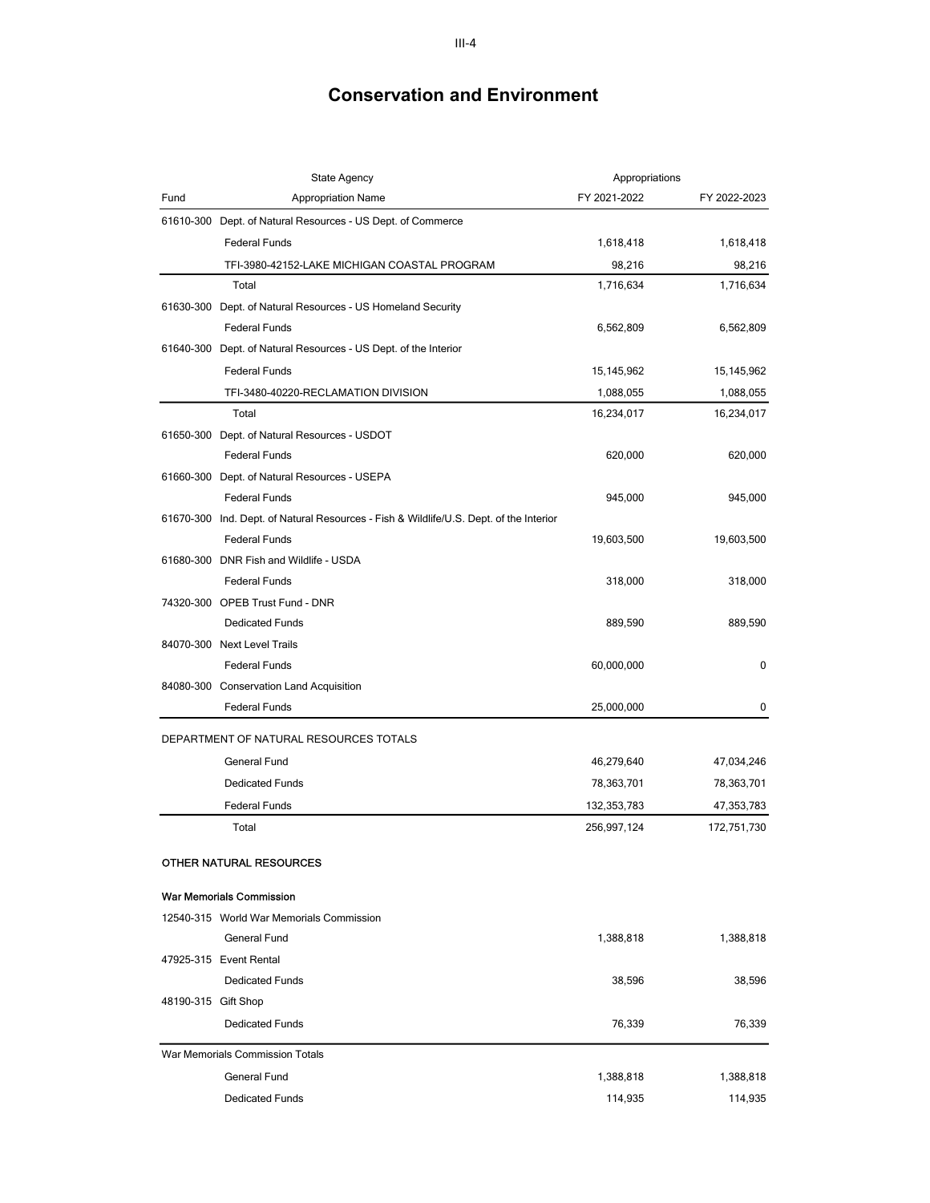# Conservation and Environment

| Fund | State Agency / Appropriation Name | Appropriations FY 2021-2022 | FY 2022-2023 |
|---|---|---|---|
| 61610-300 | Dept. of Natural Resources - US Dept. of Commerce | | |
| | Federal Funds | 1,618,418 | 1,618,418 |
| | TFI-3980-42152-LAKE MICHIGAN COASTAL PROGRAM | 98,216 | 98,216 |
| | Total | 1,716,634 | 1,716,634 |
| 61630-300 | Dept. of Natural Resources - US Homeland Security | | |
| | Federal Funds | 6,562,809 | 6,562,809 |
| 61640-300 | Dept. of Natural Resources - US Dept. of the Interior | | |
| | Federal Funds | 15,145,962 | 15,145,962 |
| | TFI-3480-40220-RECLAMATION DIVISION | 1,088,055 | 1,088,055 |
| | Total | 16,234,017 | 16,234,017 |
| 61650-300 | Dept. of Natural Resources - USDOT | | |
| | Federal Funds | 620,000 | 620,000 |
| 61660-300 | Dept. of Natural Resources - USEPA | | |
| | Federal Funds | 945,000 | 945,000 |
| 61670-300 | Ind. Dept. of Natural Resources - Fish & Wildlife/U.S. Dept. of the Interior | | |
| | Federal Funds | 19,603,500 | 19,603,500 |
| 61680-300 | DNR Fish and Wildlife - USDA | | |
| | Federal Funds | 318,000 | 318,000 |
| 74320-300 | OPEB Trust Fund - DNR | | |
| | Dedicated Funds | 889,590 | 889,590 |
| 84070-300 | Next Level Trails | | |
| | Federal Funds | 60,000,000 | 0 |
| 84080-300 | Conservation Land Acquisition | | |
| | Federal Funds | 25,000,000 | 0 |
| | DEPARTMENT OF NATURAL RESOURCES TOTALS | | |
| | General Fund | 46,279,640 | 47,034,246 |
| | Dedicated Funds | 78,363,701 | 78,363,701 |
| | Federal Funds | 132,353,783 | 47,353,783 |
| | Total | 256,997,124 | 172,751,730 |
| | **OTHER NATURAL RESOURCES** | | |
| | **War Memorials Commission** | | |
| 12540-315 | World War Memorials Commission | | |
| | General Fund | 1,388,818 | 1,388,818 |
| 47925-315 | Event Rental | | |
| | Dedicated Funds | 38,596 | 38,596 |
| 48190-315 | Gift Shop | | |
| | Dedicated Funds | 76,339 | 76,339 |
| | War Memorials Commission Totals | | |
| | General Fund | 1,388,818 | 1,388,818 |
| | Dedicated Funds | 114,935 | 114,935 |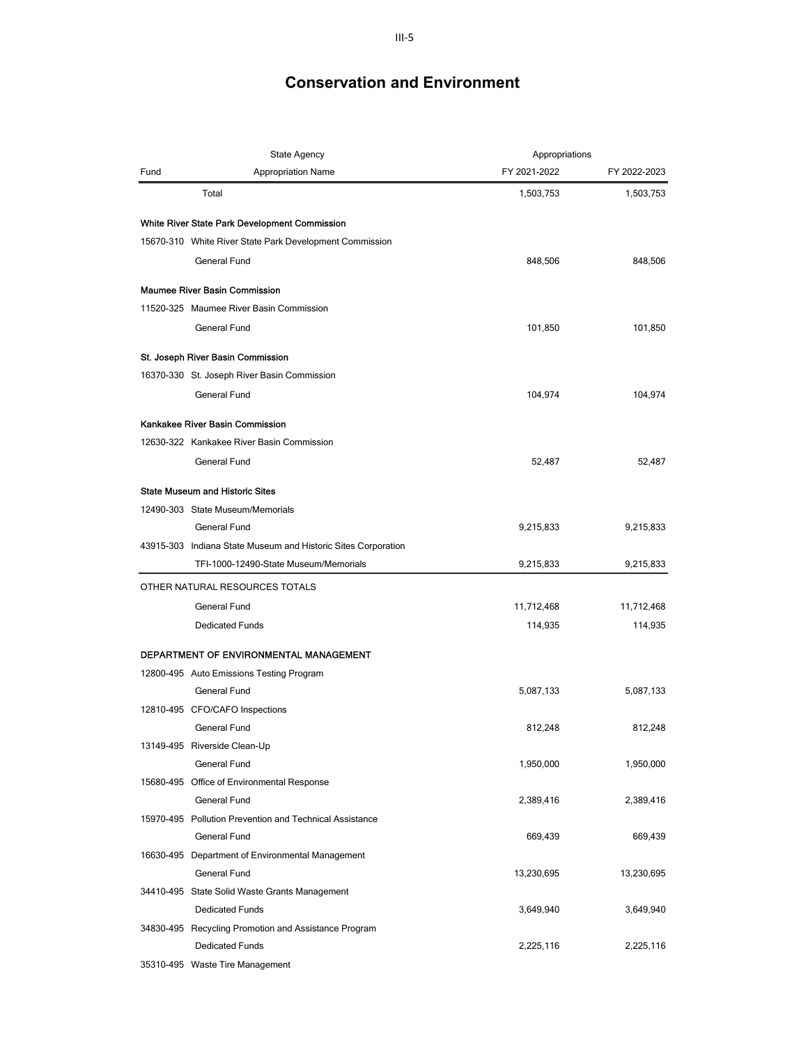# Conservation and Environment

| Fund | State Agency / Appropriation Name | Appropriations FY 2021-2022 | FY 2022-2023 |
|---|---|---|---|
| | Total | 1,503,753 | 1,503,753 |
| | **White River State Park Development Commission** | | |
| 15670-310 | White River State Park Development Commission | | |
| | General Fund | 848,506 | 848,506 |
| | **Maumee River Basin Commission** | | |
| 11520-325 | Maumee River Basin Commission | | |
| | General Fund | 101,850 | 101,850 |
| | **St. Joseph River Basin Commission** | | |
| 16370-330 | St. Joseph River Basin Commission | | |
| | General Fund | 104,974 | 104,974 |
| | **Kankakee River Basin Commission** | | |
| 12630-322 | Kankakee River Basin Commission | | |
| | General Fund | 52,487 | 52,487 |
| | **State Museum and Historic Sites** | | |
| 12490-303 | State Museum/Memorials | | |
| | General Fund | 9,215,833 | 9,215,833 |
| 43915-303 | Indiana State Museum and Historic Sites Corporation | | |
| | TFI-1000-12490-State Museum/Memorials | 9,215,833 | 9,215,833 |
| | OTHER NATURAL RESOURCES TOTALS | | |
| | General Fund | 11,712,468 | 11,712,468 |
| | Dedicated Funds | 114,935 | 114,935 |
| | **DEPARTMENT OF ENVIRONMENTAL MANAGEMENT** | | |
| 12800-495 | Auto Emissions Testing Program | | |
| | General Fund | 5,087,133 | 5,087,133 |
| 12810-495 | CFO/CAFO Inspections | | |
| | General Fund | 812,248 | 812,248 |
| 13149-495 | Riverside Clean-Up | | |
| | General Fund | 1,950,000 | 1,950,000 |
| 15680-495 | Office of Environmental Response | | |
| | General Fund | 2,389,416 | 2,389,416 |
| 15970-495 | Pollution Prevention and Technical Assistance | | |
| | General Fund | 669,439 | 669,439 |
| 16630-495 | Department of Environmental Management | | |
| | General Fund | 13,230,695 | 13,230,695 |
| 34410-495 | State Solid Waste Grants Management | | |
| | Dedicated Funds | 3,649,940 | 3,649,940 |
| 34830-495 | Recycling Promotion and Assistance Program | | |
| | Dedicated Funds | 2,225,116 | 2,225,116 |
| 35310-495 | Waste Tire Management | | |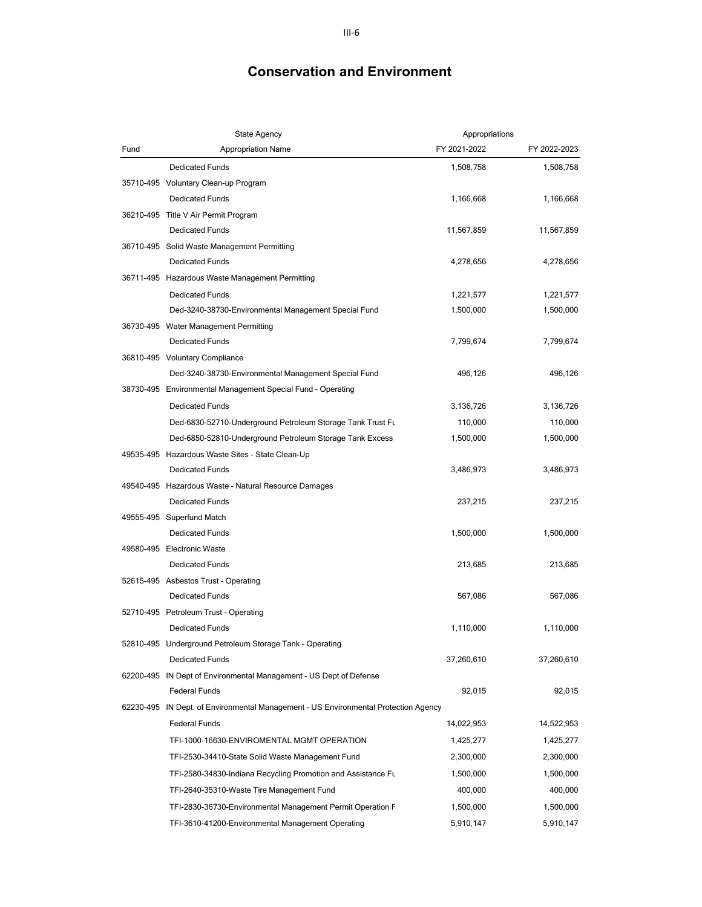# Conservation and Environment

| Fund | State Agency / Appropriation Name | Appropriations FY 2021-2022 | FY 2022-2023 |
|---|---|---|---|
| | Dedicated Funds | 1,508,758 | 1,508,758 |
| 35710-495 | Voluntary Clean-up Program | | |
| | Dedicated Funds | 1,166,668 | 1,166,668 |
| 36210-495 | Title V Air Permit Program | | |
| | Dedicated Funds | 11,567,859 | 11,567,859 |
| 36710-495 | Solid Waste Management Permitting | | |
| | Dedicated Funds | 4,278,656 | 4,278,656 |
| 36711-495 | Hazardous Waste Management Permitting | | |
| | Dedicated Funds | 1,221,577 | 1,221,577 |
| | Ded-3240-38730-Environmental Management Special Fund | 1,500,000 | 1,500,000 |
| 36730-495 | Water Management Permitting | | |
| | Dedicated Funds | 7,799,674 | 7,799,674 |
| 36810-495 | Voluntary Compliance | | |
| | Ded-3240-38730-Environmental Management Special Fund | 496,126 | 496,126 |
| 38730-495 | Environmental Management Special Fund - Operating | | |
| | Dedicated Funds | 3,136,726 | 3,136,726 |
| | Ded-6830-52710-Underground Petroleum Storage Tank Trust Fu | 110,000 | 110,000 |
| | Ded-6850-52810-Underground Petroleum Storage Tank Excess | 1,500,000 | 1,500,000 |
| 49535-495 | Hazardous Waste Sites - State Clean-Up | | |
| | Dedicated Funds | 3,486,973 | 3,486,973 |
| 49540-495 | Hazardous Waste - Natural Resource Damages | | |
| | Dedicated Funds | 237,215 | 237,215 |
| 49555-495 | Superfund Match | | |
| | Dedicated Funds | 1,500,000 | 1,500,000 |
| 49580-495 | Electronic Waste | | |
| | Dedicated Funds | 213,685 | 213,685 |
| 52615-495 | Asbestos Trust - Operating | | |
| | Dedicated Funds | 567,086 | 567,086 |
| 52710-495 | Petroleum Trust - Operating | | |
| | Dedicated Funds | 1,110,000 | 1,110,000 |
| 52810-495 | Underground Petroleum Storage Tank - Operating | | |
| | Dedicated Funds | 37,260,610 | 37,260,610 |
| 62200-495 | IN Dept of Environmental Management - US Dept of Defense | | |
| | Federal Funds | 92,015 | 92,015 |
| 62230-495 | IN Dept. of Environmental Management - US Environmental Protection Agency | | |
| | Federal Funds | 14,022,953 | 14,522,953 |
| | TFI-1000-16630-ENVIROMENTAL MGMT OPERATION | 1,425,277 | 1,425,277 |
| | TFI-2530-34410-State Solid Waste Management Fund | 2,300,000 | 2,300,000 |
| | TFI-2580-34830-Indiana Recycling Promotion and Assistance Fu | 1,500,000 | 1,500,000 |
| | TFI-2640-35310-Waste Tire Management Fund | 400,000 | 400,000 |
| | TFI-2830-36730-Environmental Management Permit Operation F | 1,500,000 | 1,500,000 |
| | TFI-3610-41200-Environmental Management Operating | 5,910,147 | 5,910,147 |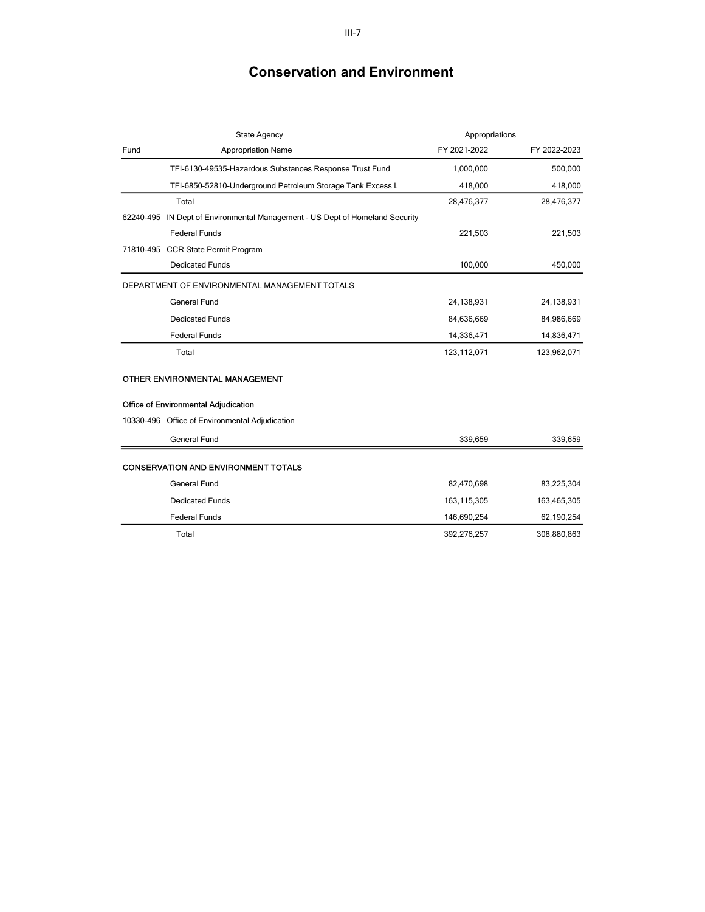# Conservation and Environment

| Fund | State Agency / Appropriation Name | Appropriations FY 2021-2022 | FY 2022-2023 |
|---|---|---|---|
| | TFI-6130-49535-Hazardous Substances Response Trust Fund | 1,000,000 | 500,000 |
| | TFI-6850-52810-Underground Petroleum Storage Tank Excess L | 418,000 | 418,000 |
| | Total | 28,476,377 | 28,476,377 |
| 62240-495 | IN Dept of Environmental Management - US Dept of Homeland Security | | |
| | Federal Funds | 221,503 | 221,503 |
| 71810-495 | CCR State Permit Program | | |
| | Dedicated Funds | 100,000 | 450,000 |
| | DEPARTMENT OF ENVIRONMENTAL MANAGEMENT TOTALS | | |
| | General Fund | 24,138,931 | 24,138,931 |
| | Dedicated Funds | 84,636,669 | 84,986,669 |
| | Federal Funds | 14,336,471 | 14,836,471 |
| | Total | 123,112,071 | 123,962,071 |
| | **OTHER ENVIRONMENTAL MANAGEMENT** | | |
| | **Office of Environmental Adjudication** | | |
| 10330-496 | Office of Environmental Adjudication | | |
| | General Fund | 339,659 | 339,659 |
| | **CONSERVATION AND ENVIRONMENT TOTALS** | | |
| | General Fund | 82,470,698 | 83,225,304 |
| | Dedicated Funds | 163,115,305 | 163,465,305 |
| | Federal Funds | 146,690,254 | 62,190,254 |
| | Total | 392,276,257 | 308,880,863 |